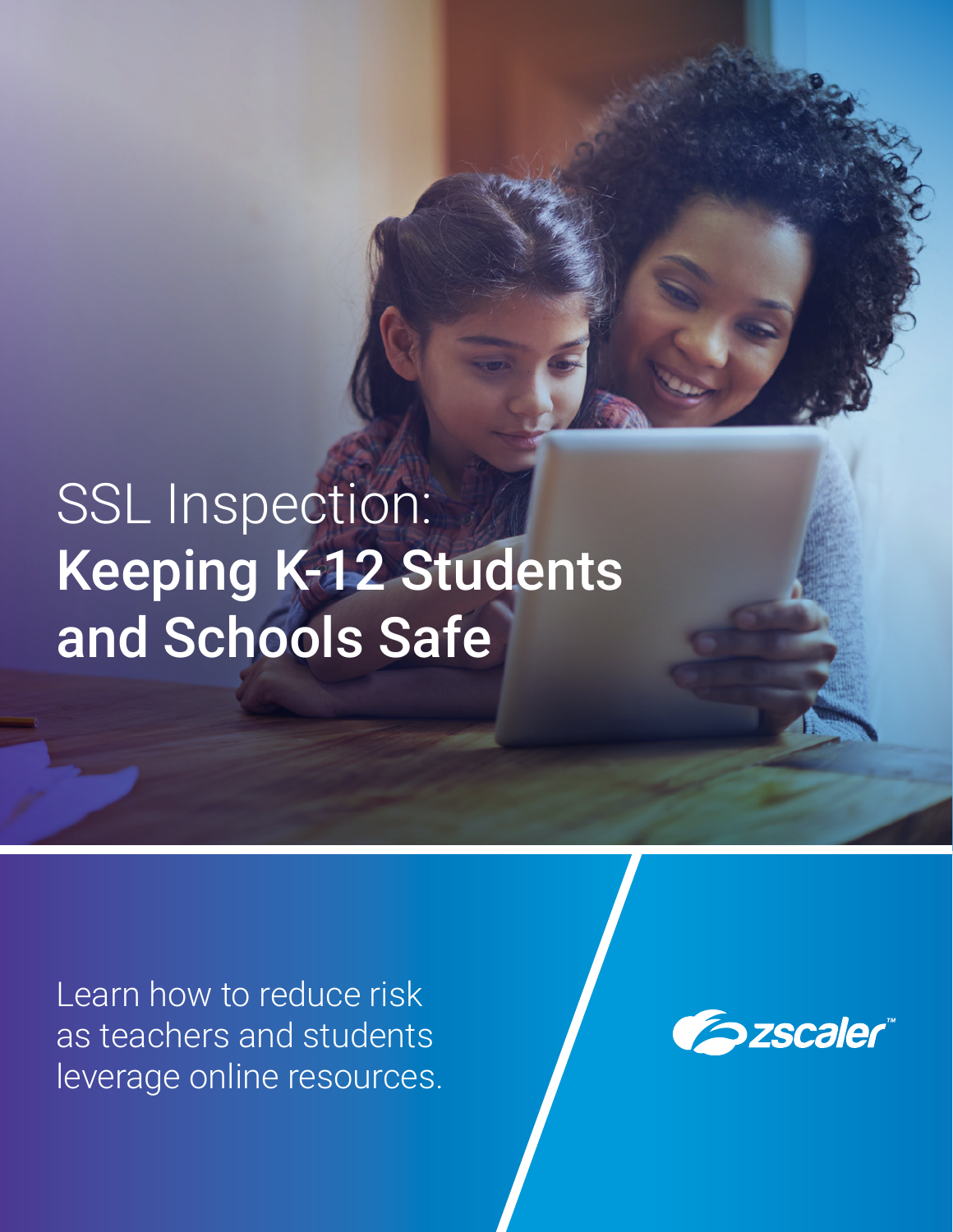# SSL Inspection: **Keeping K-12 Students and Schools Safe**

Learn how to reduce risk as teachers and students leverage online resources.

zscaler™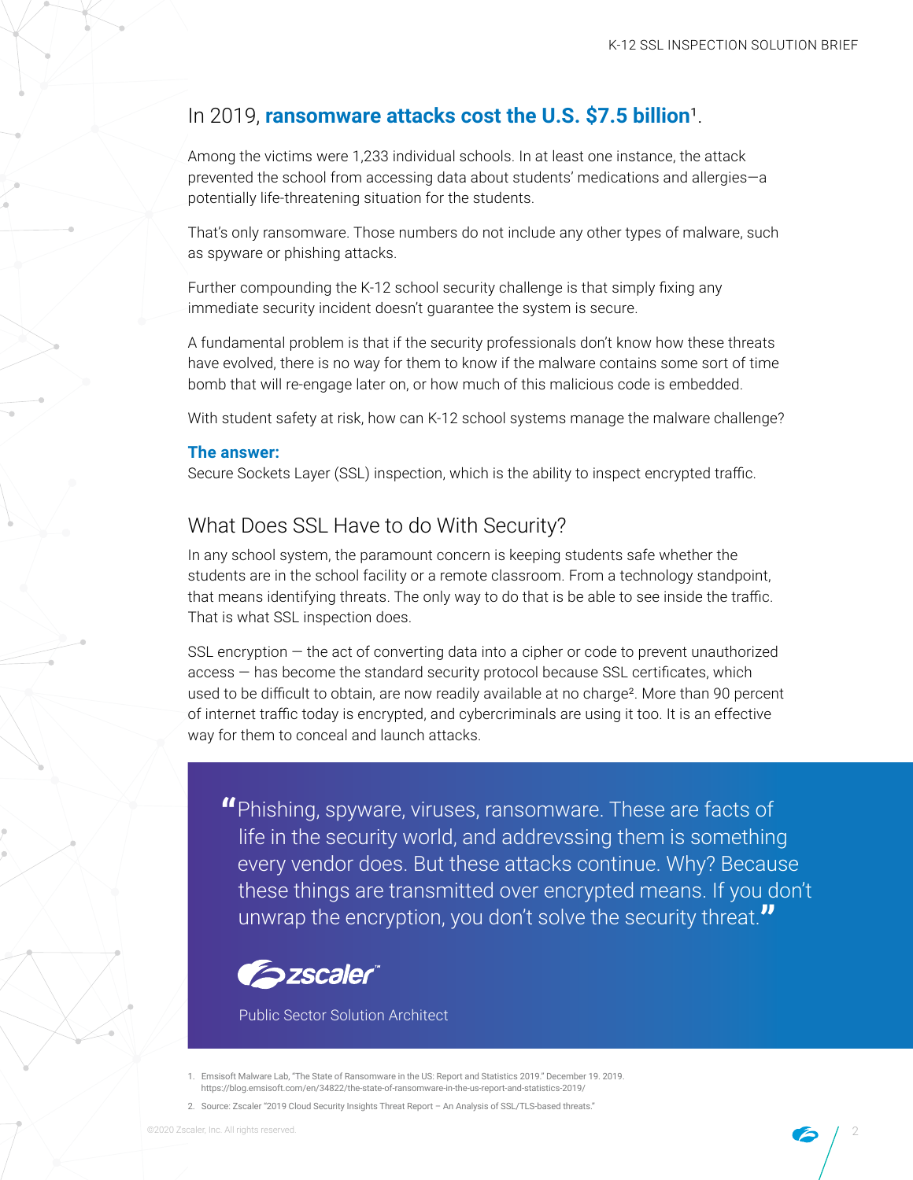## In 2019, **ransomware attacks cost the U.S. $7.5 billion**[1].

Among the victims were 1,233 individual schools. In at least one instance, the attack prevented the school from accessing data about students' medications and allergies—a potentially life-threatening situation for the students.

That's only ransomware. Those numbers do not include any other types of malware, such as spyware or phishing attacks.

Further compounding the K-12 school security challenge is that simply fixing any immediate security incident doesn't guarantee the system is secure.

A fundamental problem is that if the security professionals don't know how these threats have evolved, there is no way for them to know if the malware contains some sort of time bomb that will re-engage later on, or how much of this malicious code is embedded.

With student safety at risk, how can K-12 school systems manage the malware challenge?

**The answer:**
Secure Sockets Layer (SSL) inspection, which is the ability to inspect encrypted traffic.

## What Does SSL Have to do With Security?

In any school system, the paramount concern is keeping students safe whether the students are in the school facility or a remote classroom. From a technology standpoint, that means identifying threats. The only way to do that is be able to see inside the traffic. That is what SSL inspection does.

SSL encryption — the act of converting data into a cipher or code to prevent unauthorized access — has become the standard security protocol because SSL certificates, which used to be difficult to obtain, are now readily available at no charge[2]. More than 90 percent of internet traffic today is encrypted, and cybercriminals are using it too. It is an effective way for them to conceal and launch attacks.

> "Phishing, spyware, viruses, ransomware. These are facts of life in the security world, and addrevssing them is something every vendor does. But these attacks continue. Why? Because these things are transmitted over encrypted means. If you don't unwrap the encryption, you don't solve the security threat."
>
> zscaler
>
> Public Sector Solution Architect

1. Emsisoft Malware Lab, "The State of Ransomware in the US: Report and Statistics 2019." December 19. 2019. https://blog.emsisoft.com/en/34822/the-state-of-ransomware-in-the-us-report-and-statistics-2019/
2. Source: Zscaler "2019 Cloud Security Insights Threat Report – An Analysis of SSL/TLS-based threats."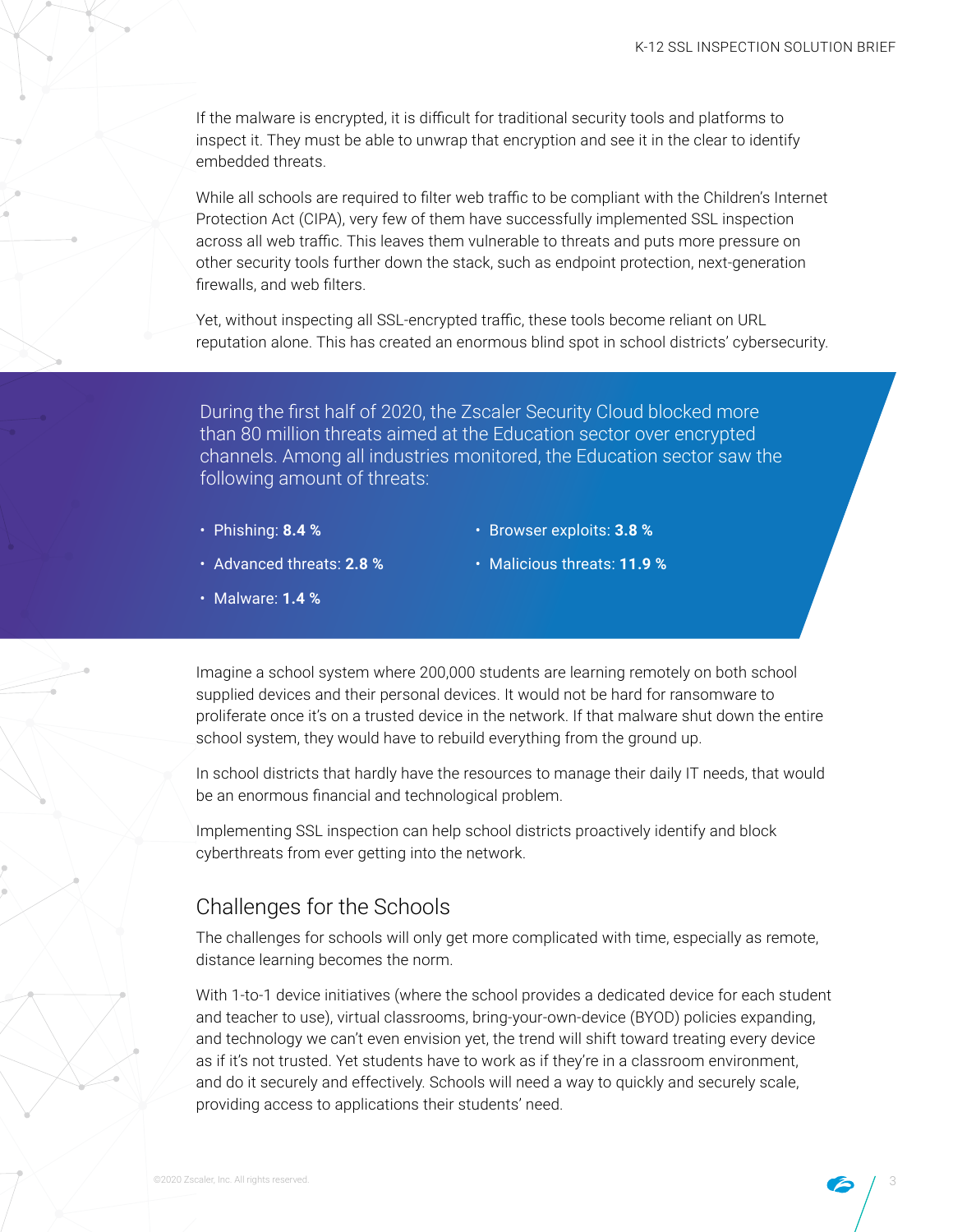If the malware is encrypted, it is difficult for traditional security tools and platforms to inspect it. They must be able to unwrap that encryption and see it in the clear to identify embedded threats.

While all schools are required to filter web traffic to be compliant with the Children's Internet Protection Act (CIPA), very few of them have successfully implemented SSL inspection across all web traffic. This leaves them vulnerable to threats and puts more pressure on other security tools further down the stack, such as endpoint protection, next-generation firewalls, and web filters.

Yet, without inspecting all SSL-encrypted traffic, these tools become reliant on URL reputation alone. This has created an enormous blind spot in school districts' cybersecurity.

During the first half of 2020, the Zscaler Security Cloud blocked more than 80 million threats aimed at the Education sector over encrypted channels. Among all industries monitored, the Education sector saw the following amount of threats:

- Phishing: **8.4 %**
- Advanced threats: **2.8 %**
- Malware: **1.4 %**
- Browser exploits: **3.8 %**
- Malicious threats: **11.9 %**

Imagine a school system where 200,000 students are learning remotely on both school supplied devices and their personal devices. It would not be hard for ransomware to proliferate once it's on a trusted device in the network. If that malware shut down the entire school system, they would have to rebuild everything from the ground up.

In school districts that hardly have the resources to manage their daily IT needs, that would be an enormous financial and technological problem.

Implementing SSL inspection can help school districts proactively identify and block cyberthreats from ever getting into the network.

## Challenges for the Schools

The challenges for schools will only get more complicated with time, especially as remote, distance learning becomes the norm.

With 1-to-1 device initiatives (where the school provides a dedicated device for each student and teacher to use), virtual classrooms, bring-your-own-device (BYOD) policies expanding, and technology we can't even envision yet, the trend will shift toward treating every device as if it's not trusted. Yet students have to work as if they're in a classroom environment, and do it securely and effectively. Schools will need a way to quickly and securely scale, providing access to applications their students' need.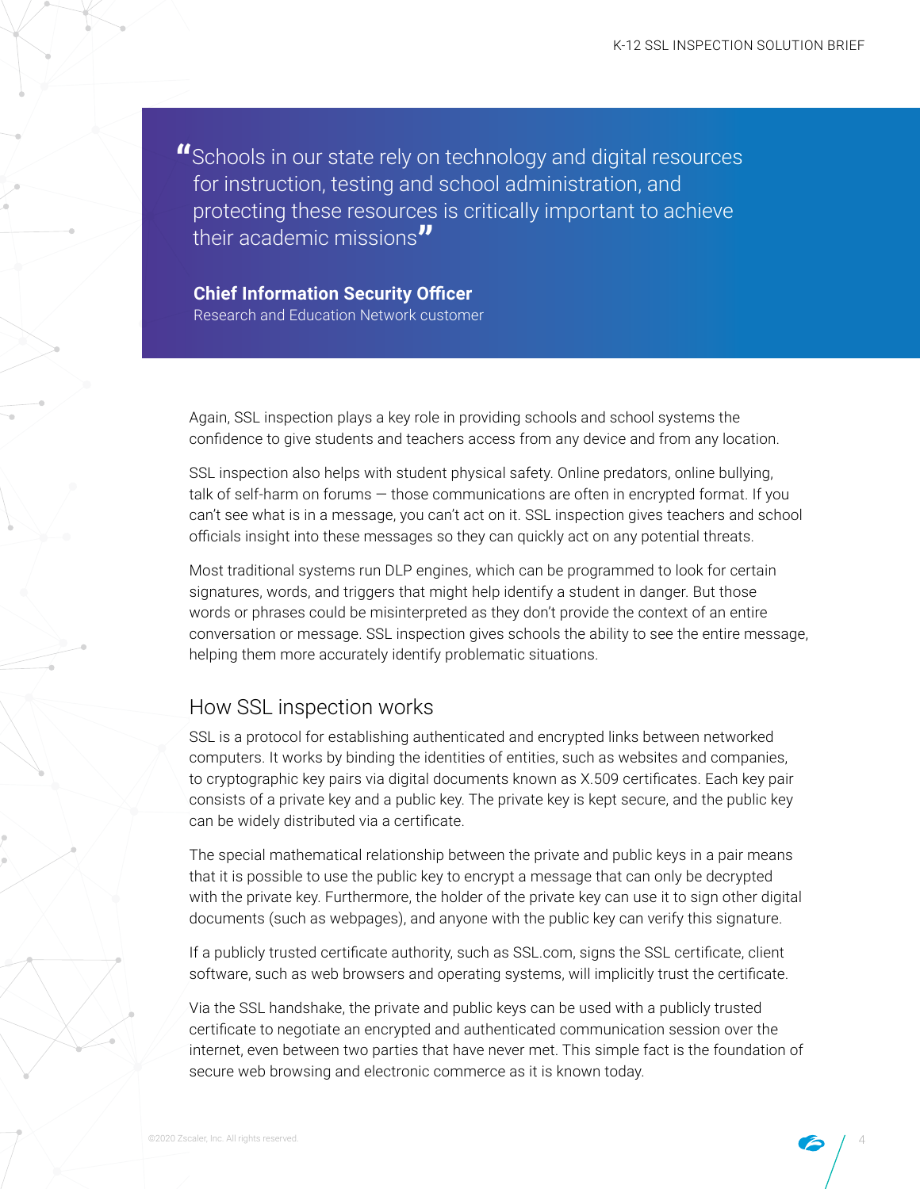> "Schools in our state rely on technology and digital resources for instruction, testing and school administration, and protecting these resources is critically important to achieve their academic missions"
>
> **Chief Information Security Officer**
> Research and Education Network customer

Again, SSL inspection plays a key role in providing schools and school systems the confidence to give students and teachers access from any device and from any location.

SSL inspection also helps with student physical safety. Online predators, online bullying, talk of self-harm on forums — those communications are often in encrypted format. If you can't see what is in a message, you can't act on it. SSL inspection gives teachers and school officials insight into these messages so they can quickly act on any potential threats.

Most traditional systems run DLP engines, which can be programmed to look for certain signatures, words, and triggers that might help identify a student in danger. But those words or phrases could be misinterpreted as they don't provide the context of an entire conversation or message. SSL inspection gives schools the ability to see the entire message, helping them more accurately identify problematic situations.

## How SSL inspection works

SSL is a protocol for establishing authenticated and encrypted links between networked computers. It works by binding the identities of entities, such as websites and companies, to cryptographic key pairs via digital documents known as X.509 certificates. Each key pair consists of a private key and a public key. The private key is kept secure, and the public key can be widely distributed via a certificate.

The special mathematical relationship between the private and public keys in a pair means that it is possible to use the public key to encrypt a message that can only be decrypted with the private key. Furthermore, the holder of the private key can use it to sign other digital documents (such as webpages), and anyone with the public key can verify this signature.

If a publicly trusted certificate authority, such as SSL.com, signs the SSL certificate, client software, such as web browsers and operating systems, will implicitly trust the certificate.

Via the SSL handshake, the private and public keys can be used with a publicly trusted certificate to negotiate an encrypted and authenticated communication session over the internet, even between two parties that have never met. This simple fact is the foundation of secure web browsing and electronic commerce as it is known today.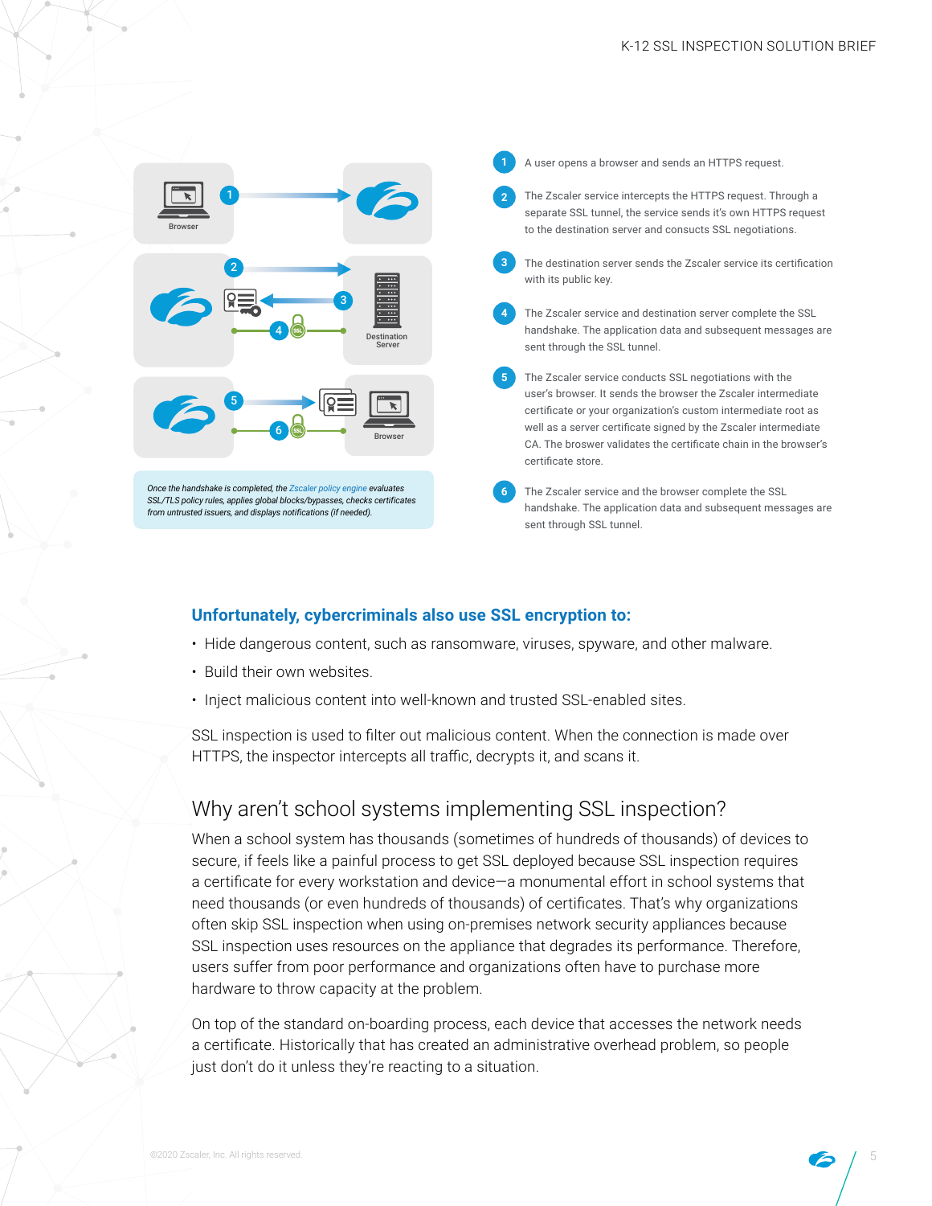Browser

Destination Server

Browser

*Once the handshake is completed, the Zscaler policy engine evaluates SSL/TLS policy rules, applies global blocks/bypasses, checks certificates from untrusted issuers, and displays notifications (if needed).*

1. A user opens a browser and sends an HTTPS request.
2. The Zscaler service intercepts the HTTPS request. Through a separate SSL tunnel, the service sends it's own HTTPS request to the destination server and consucts SSL negotiations.
3. The destination server sends the Zscaler service its certification with its public key.
4. The Zscaler service and destination server complete the SSL handshake. The application data and subsequent messages are sent through the SSL tunnel.
5. The Zscaler service conducts SSL negotiations with the user's browser. It sends the browser the Zscaler intermediate certificate or your organization's custom intermediate root as well as a server certificate signed by the Zscaler intermediate CA. The broswer validates the certificate chain in the browser's certificate store.
6. The Zscaler service and the browser complete the SSL handshake. The application data and subsequent messages are sent through SSL tunnel.

### Unfortunately, cybercriminals also use SSL encryption to:

- Hide dangerous content, such as ransomware, viruses, spyware, and other malware.
- Build their own websites.
- Inject malicious content into well-known and trusted SSL-enabled sites.

SSL inspection is used to filter out malicious content. When the connection is made over HTTPS, the inspector intercepts all traffic, decrypts it, and scans it.

## Why aren't school systems implementing SSL inspection?

When a school system has thousands (sometimes of hundreds of thousands) of devices to secure, if feels like a painful process to get SSL deployed because SSL inspection requires a certificate for every workstation and device—a monumental effort in school systems that need thousands (or even hundreds of thousands) of certificates. That's why organizations often skip SSL inspection when using on-premises network security appliances because SSL inspection uses resources on the appliance that degrades its performance. Therefore, users suffer from poor performance and organizations often have to purchase more hardware to throw capacity at the problem.

On top of the standard on-boarding process, each device that accesses the network needs a certificate. Historically that has created an administrative overhead problem, so people just don't do it unless they're reacting to a situation.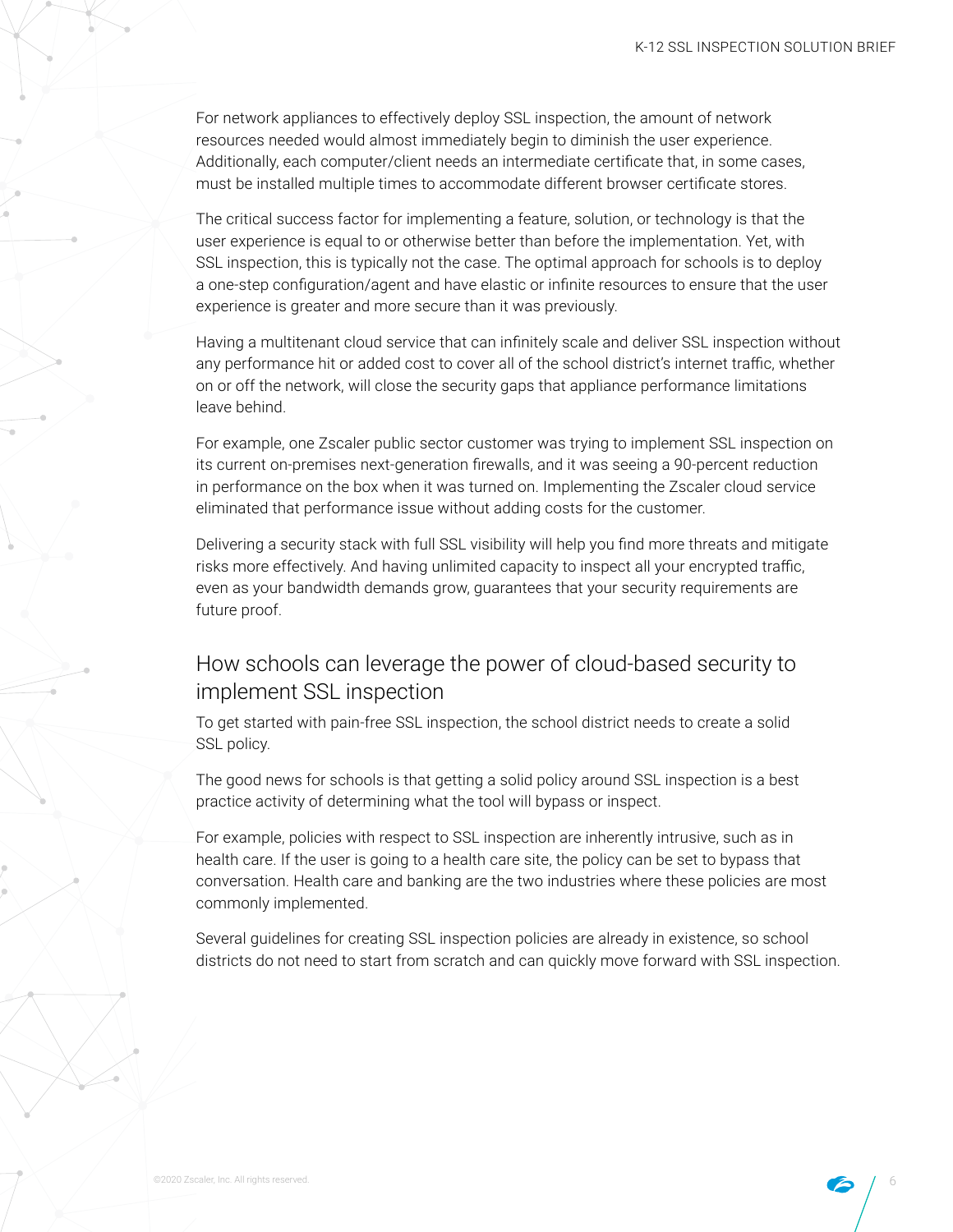For network appliances to effectively deploy SSL inspection, the amount of network resources needed would almost immediately begin to diminish the user experience. Additionally, each computer/client needs an intermediate certificate that, in some cases, must be installed multiple times to accommodate different browser certificate stores.

The critical success factor for implementing a feature, solution, or technology is that the user experience is equal to or otherwise better than before the implementation. Yet, with SSL inspection, this is typically not the case. The optimal approach for schools is to deploy a one-step configuration/agent and have elastic or infinite resources to ensure that the user experience is greater and more secure than it was previously.

Having a multitenant cloud service that can infinitely scale and deliver SSL inspection without any performance hit or added cost to cover all of the school district's internet traffic, whether on or off the network, will close the security gaps that appliance performance limitations leave behind.

For example, one Zscaler public sector customer was trying to implement SSL inspection on its current on-premises next-generation firewalls, and it was seeing a 90-percent reduction in performance on the box when it was turned on. Implementing the Zscaler cloud service eliminated that performance issue without adding costs for the customer.

Delivering a security stack with full SSL visibility will help you find more threats and mitigate risks more effectively. And having unlimited capacity to inspect all your encrypted traffic, even as your bandwidth demands grow, guarantees that your security requirements are future proof.

## How schools can leverage the power of cloud-based security to implement SSL inspection

To get started with pain-free SSL inspection, the school district needs to create a solid SSL policy.

The good news for schools is that getting a solid policy around SSL inspection is a best practice activity of determining what the tool will bypass or inspect.

For example, policies with respect to SSL inspection are inherently intrusive, such as in health care. If the user is going to a health care site, the policy can be set to bypass that conversation. Health care and banking are the two industries where these policies are most commonly implemented.

Several guidelines for creating SSL inspection policies are already in existence, so school districts do not need to start from scratch and can quickly move forward with SSL inspection.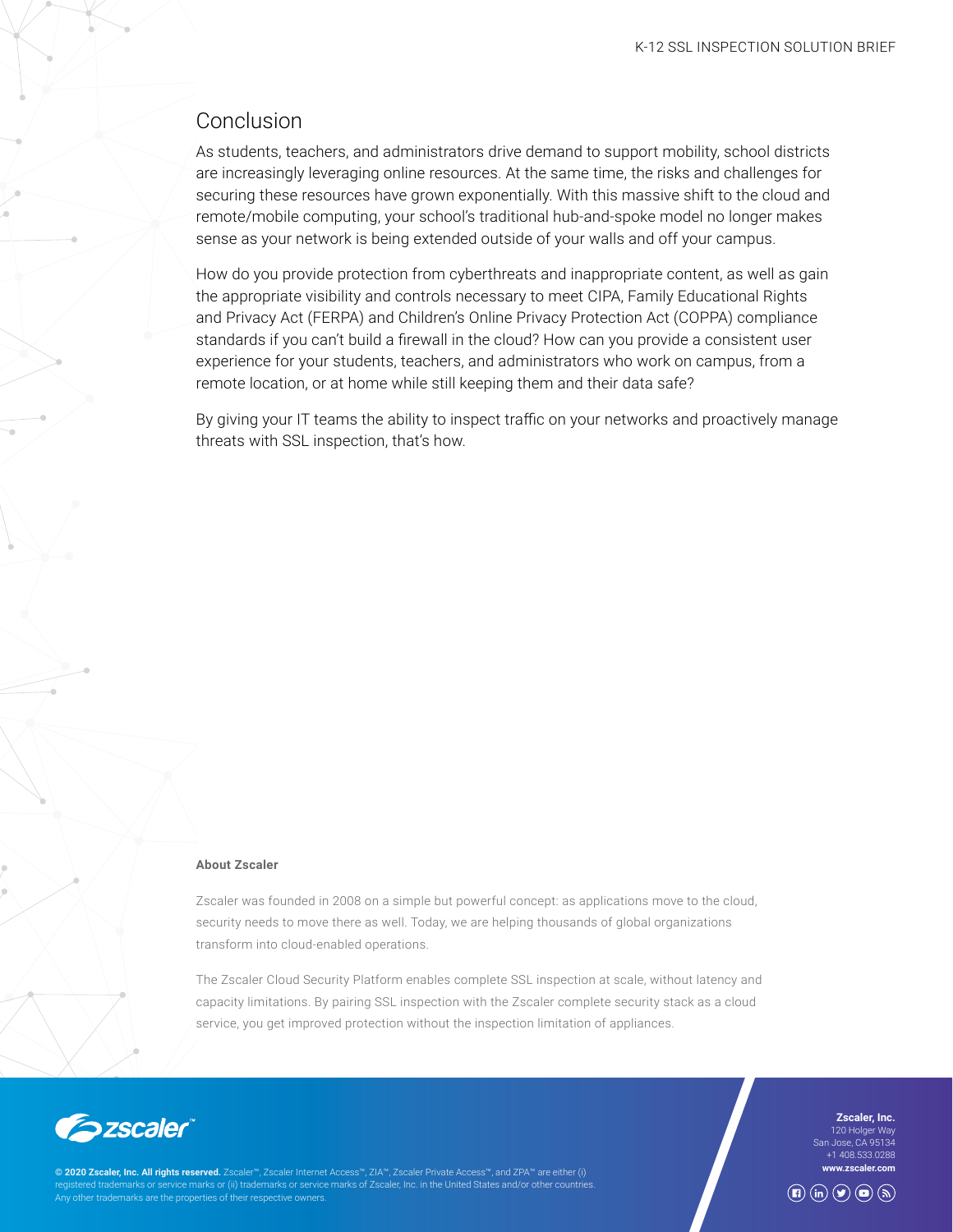## Conclusion

As students, teachers, and administrators drive demand to support mobility, school districts are increasingly leveraging online resources. At the same time, the risks and challenges for securing these resources have grown exponentially. With this massive shift to the cloud and remote/mobile computing, your school's traditional hub-and-spoke model no longer makes sense as your network is being extended outside of your walls and off your campus.

How do you provide protection from cyberthreats and inappropriate content, as well as gain the appropriate visibility and controls necessary to meet CIPA, Family Educational Rights and Privacy Act (FERPA) and Children's Online Privacy Protection Act (COPPA) compliance standards if you can't build a firewall in the cloud? How can you provide a consistent user experience for your students, teachers, and administrators who work on campus, from a remote location, or at home while still keeping them and their data safe?

By giving your IT teams the ability to inspect traffic on your networks and proactively manage threats with SSL inspection, that's how.

**About Zscaler**

Zscaler was founded in 2008 on a simple but powerful concept: as applications move to the cloud, security needs to move there as well. Today, we are helping thousands of global organizations transform into cloud-enabled operations.

The Zscaler Cloud Security Platform enables complete SSL inspection at scale, without latency and capacity limitations. By pairing SSL inspection with the Zscaler complete security stack as a cloud service, you get improved protection without the inspection limitation of appliances.

**© 2020 Zscaler, Inc. All rights reserved.** Zscaler™, Zscaler Internet Access™, ZIA™, Zscaler Private Access™, and ZPA™ are either (i) registered trademarks or service marks or (ii) trademarks or service marks of Zscaler, Inc. in the United States and/or other countries. Any other trademarks are the properties of their respective owners.

**Zscaler, Inc.**
120 Holger Way
San Jose, CA 95134
+1 408.533.0288
**www.zscaler.com**